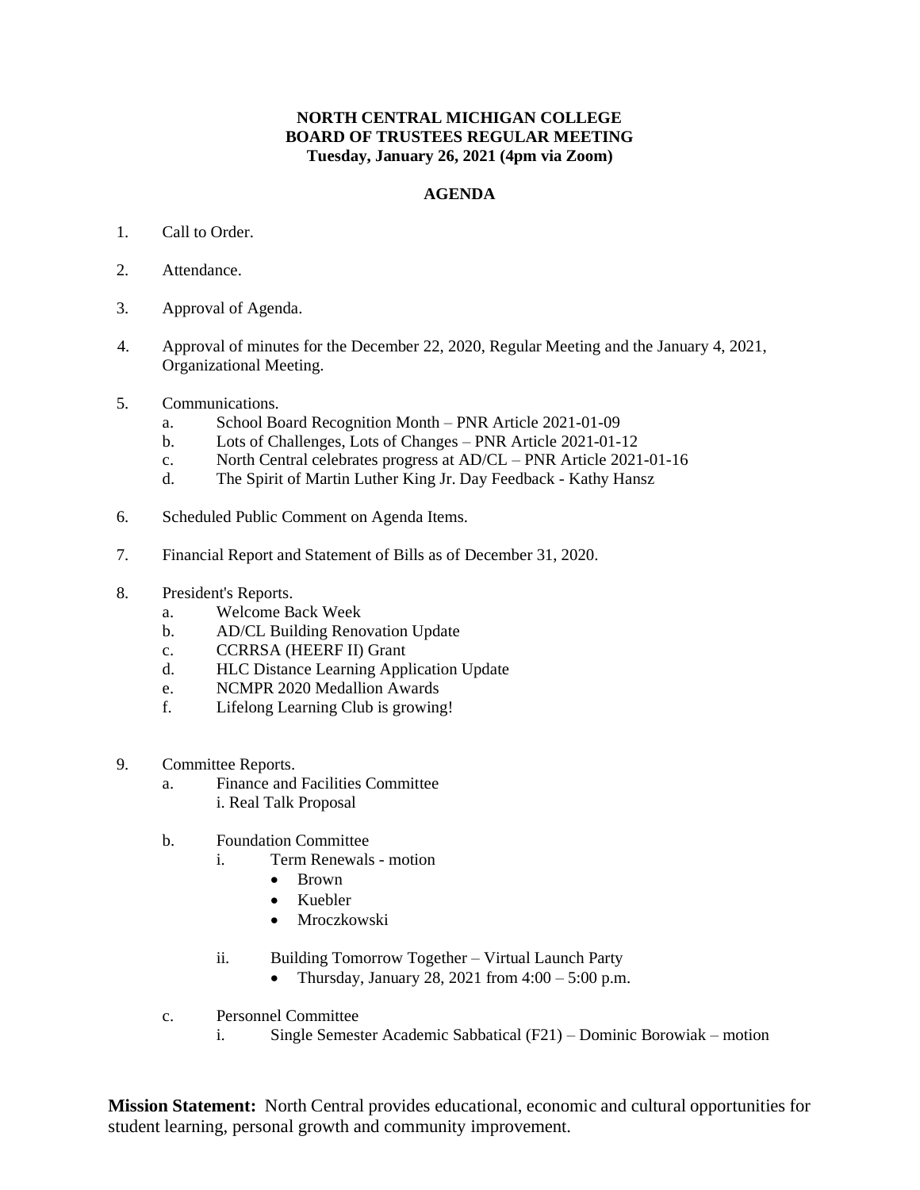**NORTH CENTRAL MICHIGAN COLLEGE**
**BOARD OF TRUSTEES REGULAR MEETING**
**Tuesday, January 26, 2021 (4pm via Zoom)**

**AGENDA**

1. Call to Order.

2. Attendance.

3. Approval of Agenda.

4. Approval of minutes for the December 22, 2020, Regular Meeting and the January 4, 2021, Organizational Meeting.

5. Communications.
   a. School Board Recognition Month – PNR Article 2021-01-09
   b. Lots of Challenges, Lots of Changes – PNR Article 2021-01-12
   c. North Central celebrates progress at AD/CL – PNR Article 2021-01-16
   d. The Spirit of Martin Luther King Jr. Day Feedback - Kathy Hansz

6. Scheduled Public Comment on Agenda Items.

7. Financial Report and Statement of Bills as of December 31, 2020.

8. President's Reports.
   a. Welcome Back Week
   b. AD/CL Building Renovation Update
   c. CCRRSA (HEERF II) Grant
   d. HLC Distance Learning Application Update
   e. NCMPR 2020 Medallion Awards
   f. Lifelong Learning Club is growing!

9. Committee Reports.
   a. Finance and Facilities Committee
      i. Real Talk Proposal

   b. Foundation Committee
      i. Term Renewals - motion
         - Brown
         - Kuebler
         - Mroczkowski

      ii. Building Tomorrow Together – Virtual Launch Party
         - Thursday, January 28, 2021 from 4:00 – 5:00 p.m.

   c. Personnel Committee
      i. Single Semester Academic Sabbatical (F21) – Dominic Borowiak – motion

**Mission Statement:** North Central provides educational, economic and cultural opportunities for student learning, personal growth and community improvement.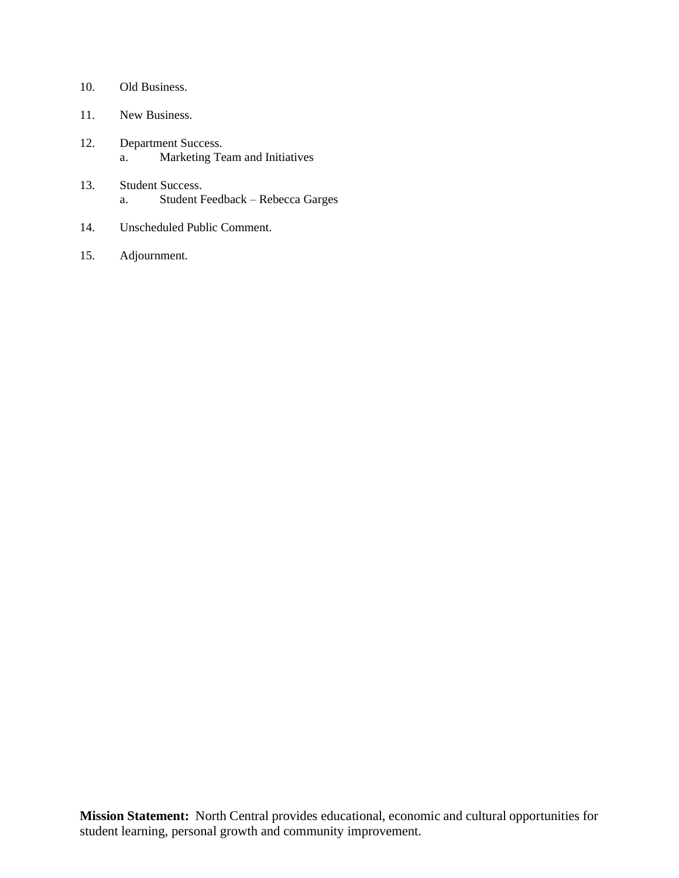10. Old Business.

11. New Business.

12. Department Success.
    a. Marketing Team and Initiatives

13. Student Success.
    a. Student Feedback – Rebecca Garges

14. Unscheduled Public Comment.

15. Adjournment.

**Mission Statement:** North Central provides educational, economic and cultural opportunities for student learning, personal growth and community improvement.